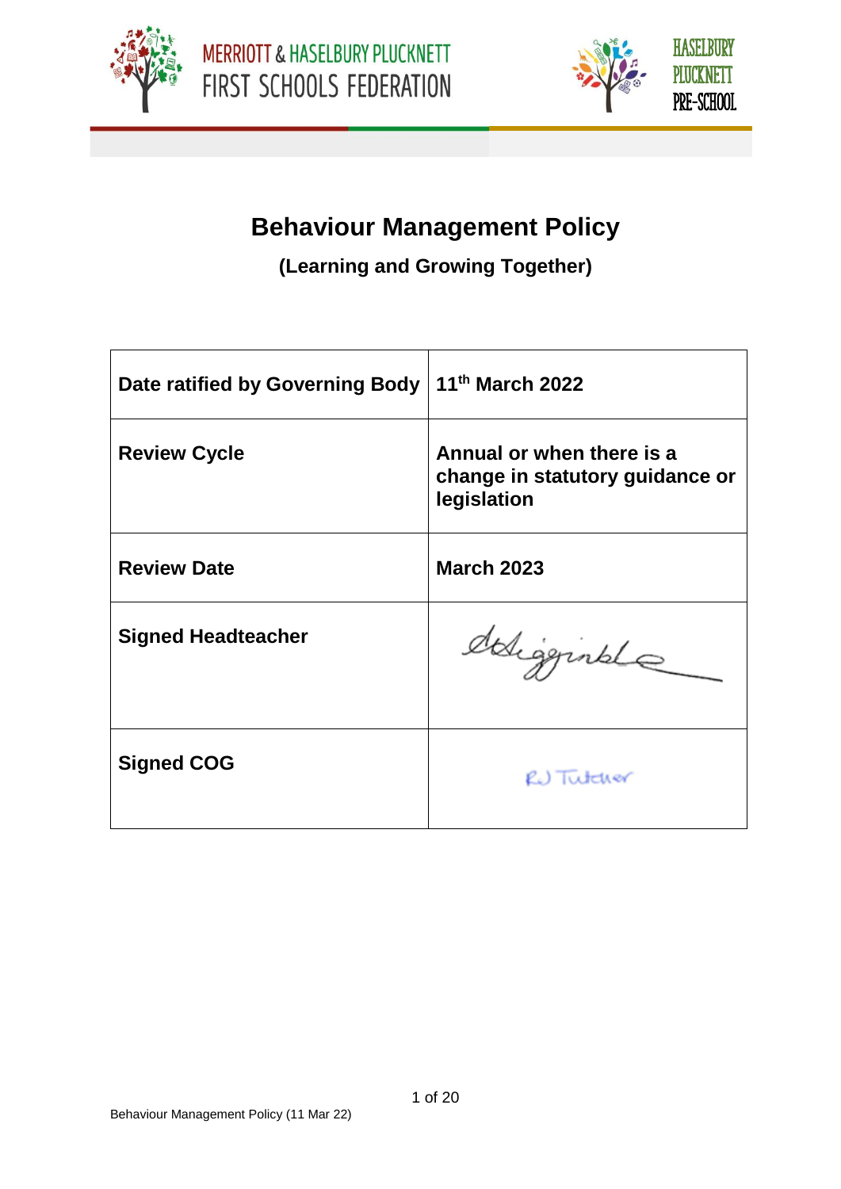MERRIOTT & HASELBURY PLUCKNETT FIRST SCHOOLS FEDERATION

HASELBURY PLUCKNETT PRE-SCHOOL

# Behaviour Management Policy

## (Learning and Growing Together)

| | |
|---|---|
| **Date ratified by Governing Body** | **11th March 2022** |
| **Review Cycle** | **Annual or when there is a change in statutory guidance or legislation** |
| **Review Date** | **March 2023** |
| **Signed Headteacher** | DHigginbottom |
| **Signed COG** | RJ Tutcher |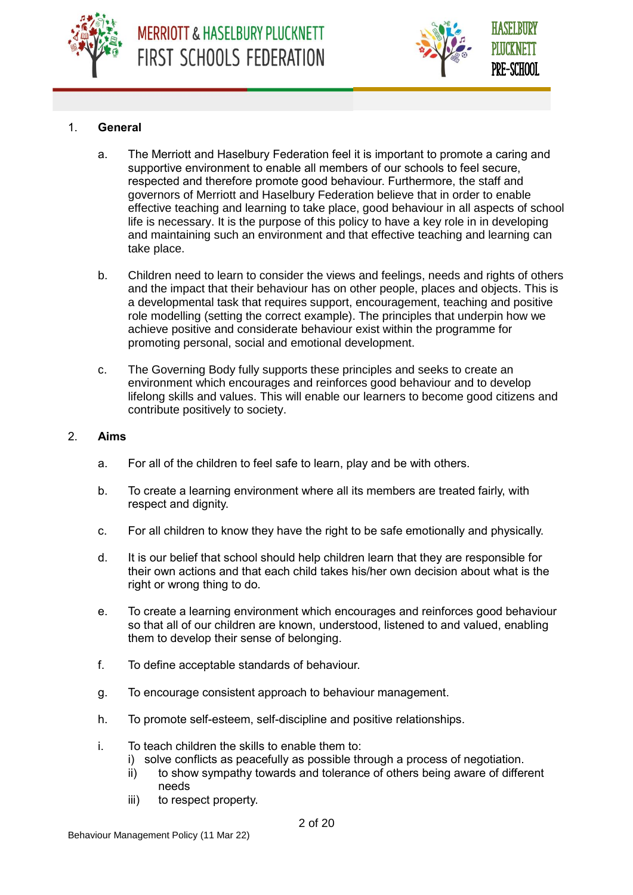## 1. General

a. The Merriott and Haselbury Federation feel it is important to promote a caring and supportive environment to enable all members of our schools to feel secure, respected and therefore promote good behaviour. Furthermore, the staff and governors of Merriott and Haselbury Federation believe that in order to enable effective teaching and learning to take place, good behaviour in all aspects of school life is necessary. It is the purpose of this policy to have a key role in in developing and maintaining such an environment and that effective teaching and learning can take place.

b. Children need to learn to consider the views and feelings, needs and rights of others and the impact that their behaviour has on other people, places and objects. This is a developmental task that requires support, encouragement, teaching and positive role modelling (setting the correct example). The principles that underpin how we achieve positive and considerate behaviour exist within the programme for promoting personal, social and emotional development.

c. The Governing Body fully supports these principles and seeks to create an environment which encourages and reinforces good behaviour and to develop lifelong skills and values. This will enable our learners to become good citizens and contribute positively to society.

## 2. Aims

a. For all of the children to feel safe to learn, play and be with others.

b. To create a learning environment where all its members are treated fairly, with respect and dignity.

c. For all children to know they have the right to be safe emotionally and physically.

d. It is our belief that school should help children learn that they are responsible for their own actions and that each child takes his/her own decision about what is the right or wrong thing to do.

e. To create a learning environment which encourages and reinforces good behaviour so that all of our children are known, understood, listened to and valued, enabling them to develop their sense of belonging.

f. To define acceptable standards of behaviour.

g. To encourage consistent approach to behaviour management.

h. To promote self-esteem, self-discipline and positive relationships.

i. To teach children the skills to enable them to:
   i) solve conflicts as peacefully as possible through a process of negotiation.
   ii) to show sympathy towards and tolerance of others being aware of different needs
   iii) to respect property.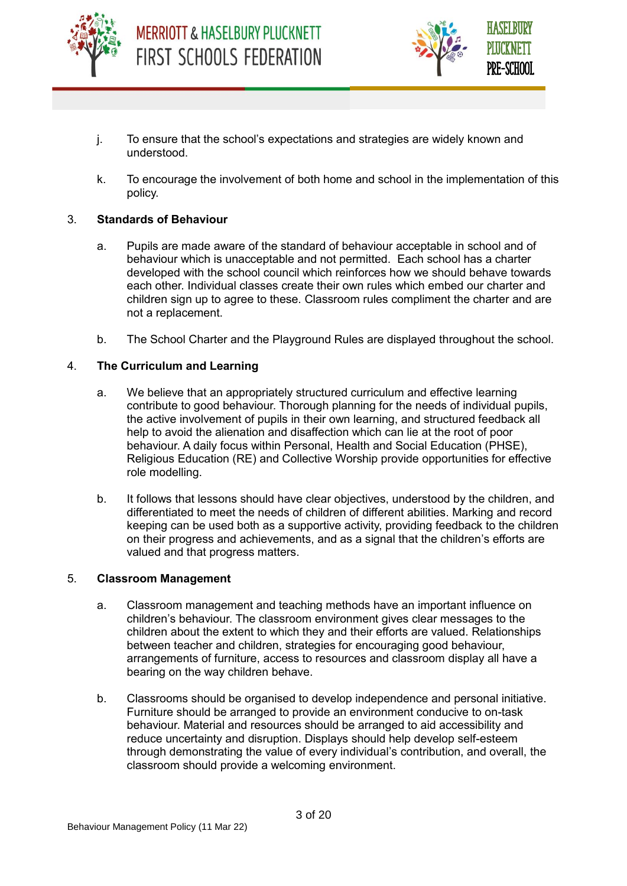j. To ensure that the school's expectations and strategies are widely known and understood.

k. To encourage the involvement of both home and school in the implementation of this policy.

## 3. Standards of Behaviour

a. Pupils are made aware of the standard of behaviour acceptable in school and of behaviour which is unacceptable and not permitted. Each school has a charter developed with the school council which reinforces how we should behave towards each other. Individual classes create their own rules which embed our charter and children sign up to agree to these. Classroom rules compliment the charter and are not a replacement.

b. The School Charter and the Playground Rules are displayed throughout the school.

## 4. The Curriculum and Learning

a. We believe that an appropriately structured curriculum and effective learning contribute to good behaviour. Thorough planning for the needs of individual pupils, the active involvement of pupils in their own learning, and structured feedback all help to avoid the alienation and disaffection which can lie at the root of poor behaviour. A daily focus within Personal, Health and Social Education (PHSE), Religious Education (RE) and Collective Worship provide opportunities for effective role modelling.

b. It follows that lessons should have clear objectives, understood by the children, and differentiated to meet the needs of children of different abilities. Marking and record keeping can be used both as a supportive activity, providing feedback to the children on their progress and achievements, and as a signal that the children's efforts are valued and that progress matters.

## 5. Classroom Management

a. Classroom management and teaching methods have an important influence on children's behaviour. The classroom environment gives clear messages to the children about the extent to which they and their efforts are valued. Relationships between teacher and children, strategies for encouraging good behaviour, arrangements of furniture, access to resources and classroom display all have a bearing on the way children behave.

b. Classrooms should be organised to develop independence and personal initiative. Furniture should be arranged to provide an environment conducive to on-task behaviour. Material and resources should be arranged to aid accessibility and reduce uncertainty and disruption. Displays should help develop self-esteem through demonstrating the value of every individual's contribution, and overall, the classroom should provide a welcoming environment.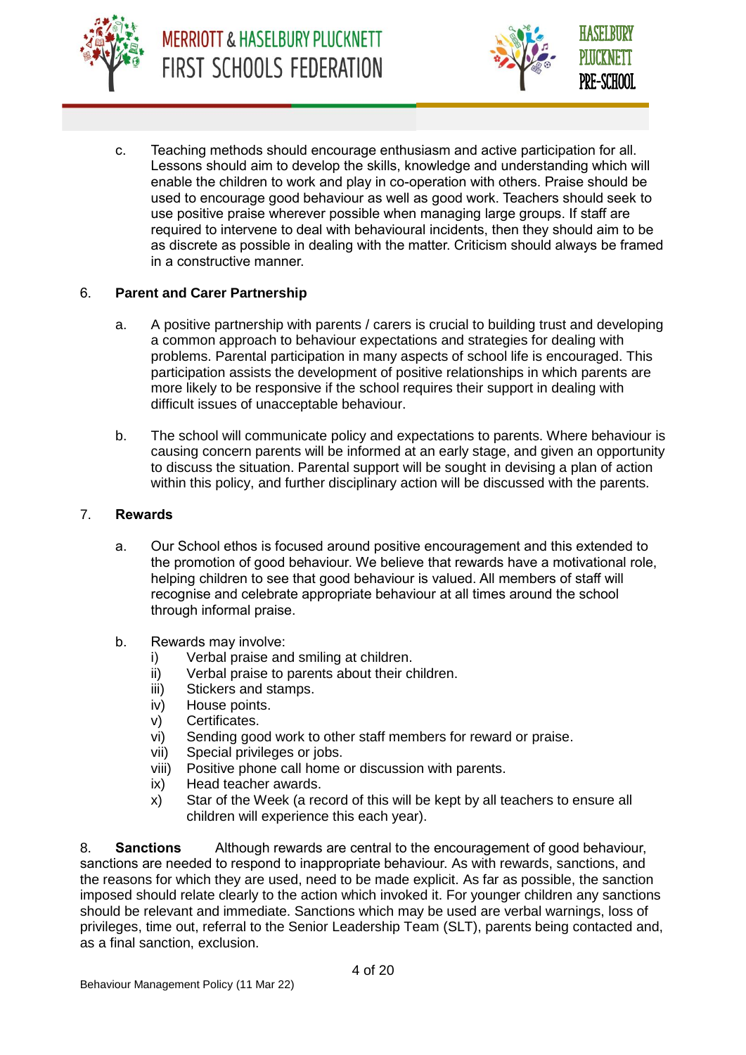c. Teaching methods should encourage enthusiasm and active participation for all. Lessons should aim to develop the skills, knowledge and understanding which will enable the children to work and play in co-operation with others. Praise should be used to encourage good behaviour as well as good work. Teachers should seek to use positive praise wherever possible when managing large groups. If staff are required to intervene to deal with behavioural incidents, then they should aim to be as discrete as possible in dealing with the matter. Criticism should always be framed in a constructive manner.

## 6. Parent and Carer Partnership

a. A positive partnership with parents / carers is crucial to building trust and developing a common approach to behaviour expectations and strategies for dealing with problems. Parental participation in many aspects of school life is encouraged. This participation assists the development of positive relationships in which parents are more likely to be responsive if the school requires their support in dealing with difficult issues of unacceptable behaviour.

b. The school will communicate policy and expectations to parents. Where behaviour is causing concern parents will be informed at an early stage, and given an opportunity to discuss the situation. Parental support will be sought in devising a plan of action within this policy, and further disciplinary action will be discussed with the parents.

## 7. Rewards

a. Our School ethos is focused around positive encouragement and this extended to the promotion of good behaviour. We believe that rewards have a motivational role, helping children to see that good behaviour is valued. All members of staff will recognise and celebrate appropriate behaviour at all times around the school through informal praise.

b. Rewards may involve:

   i) Verbal praise and smiling at children.
   ii) Verbal praise to parents about their children.
   iii) Stickers and stamps.
   iv) House points.
   v) Certificates.
   vi) Sending good work to other staff members for reward or praise.
   vii) Special privileges or jobs.
   viii) Positive phone call home or discussion with parents.
   ix) Head teacher awards.
   x) Star of the Week (a record of this will be kept by all teachers to ensure all children will experience this each year).

8. **Sanctions** Although rewards are central to the encouragement of good behaviour, sanctions are needed to respond to inappropriate behaviour. As with rewards, sanctions, and the reasons for which they are used, need to be made explicit. As far as possible, the sanction imposed should relate clearly to the action which invoked it. For younger children any sanctions should be relevant and immediate. Sanctions which may be used are verbal warnings, loss of privileges, time out, referral to the Senior Leadership Team (SLT), parents being contacted and, as a final sanction, exclusion.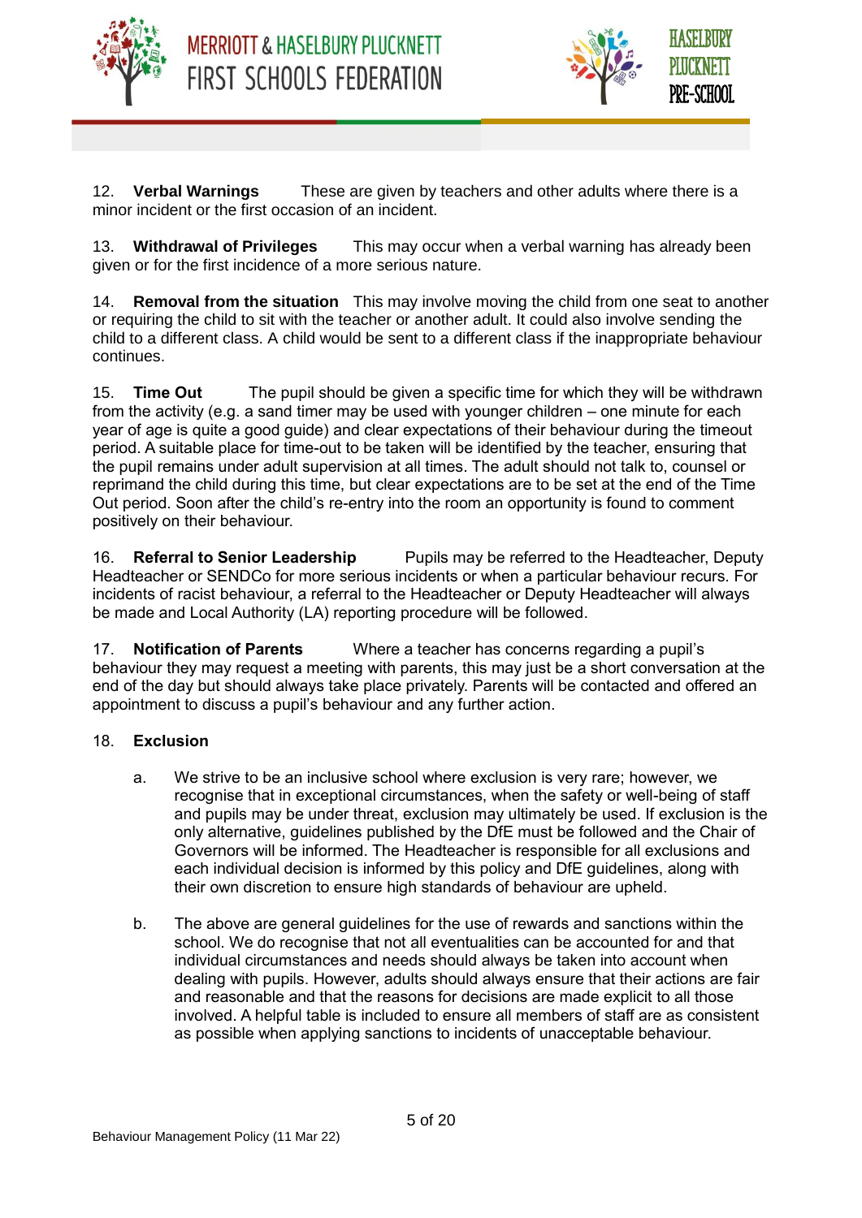12. **Verbal Warnings** These are given by teachers and other adults where there is a minor incident or the first occasion of an incident.

13. **Withdrawal of Privileges** This may occur when a verbal warning has already been given or for the first incidence of a more serious nature.

14. **Removal from the situation** This may involve moving the child from one seat to another or requiring the child to sit with the teacher or another adult. It could also involve sending the child to a different class. A child would be sent to a different class if the inappropriate behaviour continues.

15. **Time Out** The pupil should be given a specific time for which they will be withdrawn from the activity (e.g. a sand timer may be used with younger children – one minute for each year of age is quite a good guide) and clear expectations of their behaviour during the timeout period. A suitable place for time-out to be taken will be identified by the teacher, ensuring that the pupil remains under adult supervision at all times. The adult should not talk to, counsel or reprimand the child during this time, but clear expectations are to be set at the end of the Time Out period. Soon after the child's re-entry into the room an opportunity is found to comment positively on their behaviour.

16. **Referral to Senior Leadership** Pupils may be referred to the Headteacher, Deputy Headteacher or SENDCo for more serious incidents or when a particular behaviour recurs. For incidents of racist behaviour, a referral to the Headteacher or Deputy Headteacher will always be made and Local Authority (LA) reporting procedure will be followed.

17. **Notification of Parents** Where a teacher has concerns regarding a pupil's behaviour they may request a meeting with parents, this may just be a short conversation at the end of the day but should always take place privately. Parents will be contacted and offered an appointment to discuss a pupil's behaviour and any further action.

18. **Exclusion**

    a. We strive to be an inclusive school where exclusion is very rare; however, we recognise that in exceptional circumstances, when the safety or well-being of staff and pupils may be under threat, exclusion may ultimately be used. If exclusion is the only alternative, guidelines published by the DfE must be followed and the Chair of Governors will be informed. The Headteacher is responsible for all exclusions and each individual decision is informed by this policy and DfE guidelines, along with their own discretion to ensure high standards of behaviour are upheld.

    b. The above are general guidelines for the use of rewards and sanctions within the school. We do recognise that not all eventualities can be accounted for and that individual circumstances and needs should always be taken into account when dealing with pupils. However, adults should always ensure that their actions are fair and reasonable and that the reasons for decisions are made explicit to all those involved. A helpful table is included to ensure all members of staff are as consistent as possible when applying sanctions to incidents of unacceptable behaviour.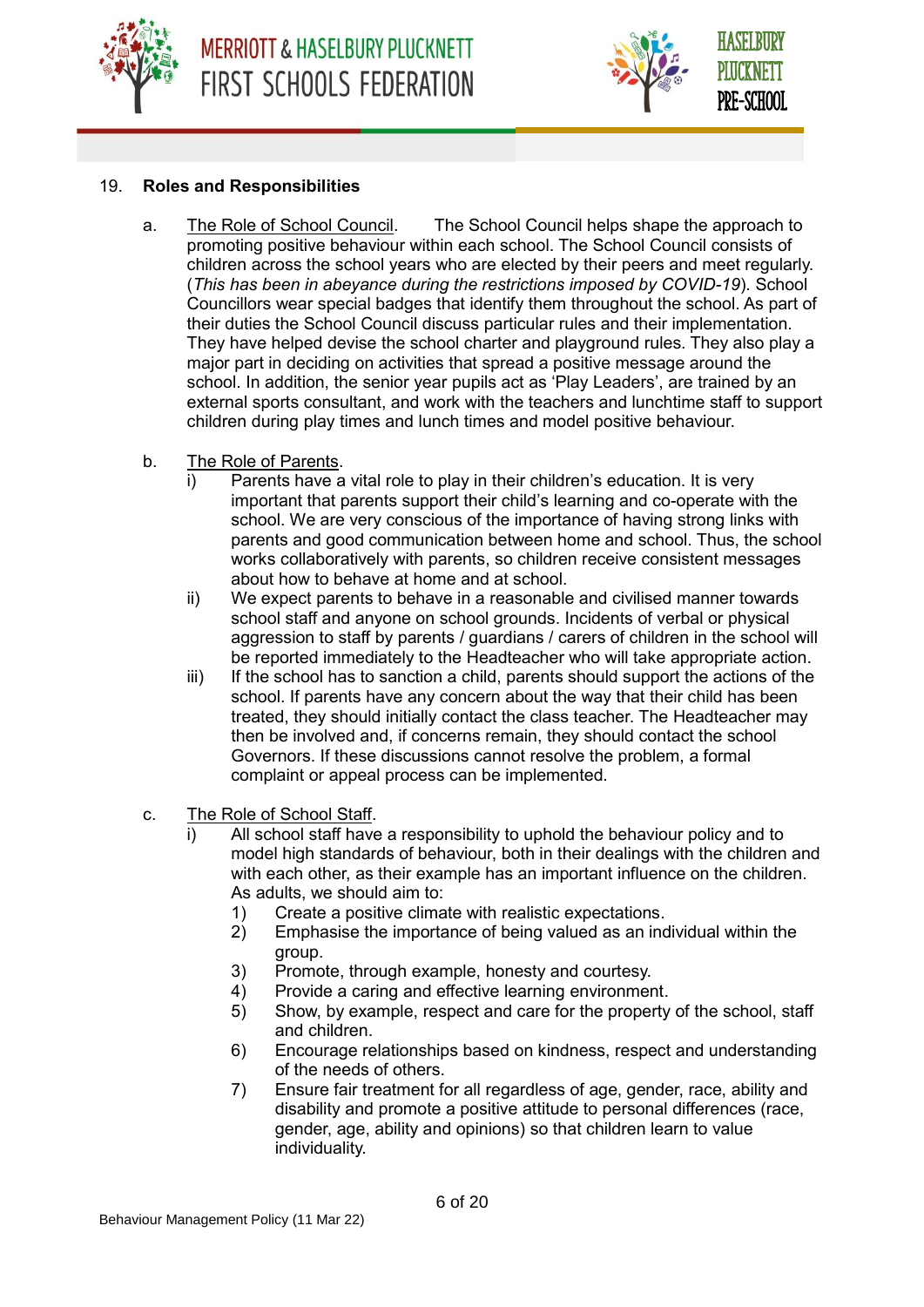## 19. Roles and Responsibilities

a. The Role of School Council. The School Council helps shape the approach to promoting positive behaviour within each school. The School Council consists of children across the school years who are elected by their peers and meet regularly. (*This has been in abeyance during the restrictions imposed by COVID-19*). School Councillors wear special badges that identify them throughout the school. As part of their duties the School Council discuss particular rules and their implementation. They have helped devise the school charter and playground rules. They also play a major part in deciding on activities that spread a positive message around the school. In addition, the senior year pupils act as 'Play Leaders', are trained by an external sports consultant, and work with the teachers and lunchtime staff to support children during play times and lunch times and model positive behaviour.

b. The Role of Parents.

i) Parents have a vital role to play in their children's education. It is very important that parents support their child's learning and co-operate with the school. We are very conscious of the importance of having strong links with parents and good communication between home and school. Thus, the school works collaboratively with parents, so children receive consistent messages about how to behave at home and at school.

ii) We expect parents to behave in a reasonable and civilised manner towards school staff and anyone on school grounds. Incidents of verbal or physical aggression to staff by parents / guardians / carers of children in the school will be reported immediately to the Headteacher who will take appropriate action.

iii) If the school has to sanction a child, parents should support the actions of the school. If parents have any concern about the way that their child has been treated, they should initially contact the class teacher. The Headteacher may then be involved and, if concerns remain, they should contact the school Governors. If these discussions cannot resolve the problem, a formal complaint or appeal process can be implemented.

c. The Role of School Staff.

i) All school staff have a responsibility to uphold the behaviour policy and to model high standards of behaviour, both in their dealings with the children and with each other, as their example has an important influence on the children. As adults, we should aim to:

1) Create a positive climate with realistic expectations.
2) Emphasise the importance of being valued as an individual within the group.
3) Promote, through example, honesty and courtesy.
4) Provide a caring and effective learning environment.
5) Show, by example, respect and care for the property of the school, staff and children.
6) Encourage relationships based on kindness, respect and understanding of the needs of others.
7) Ensure fair treatment for all regardless of age, gender, race, ability and disability and promote a positive attitude to personal differences (race, gender, age, ability and opinions) so that children learn to value individuality.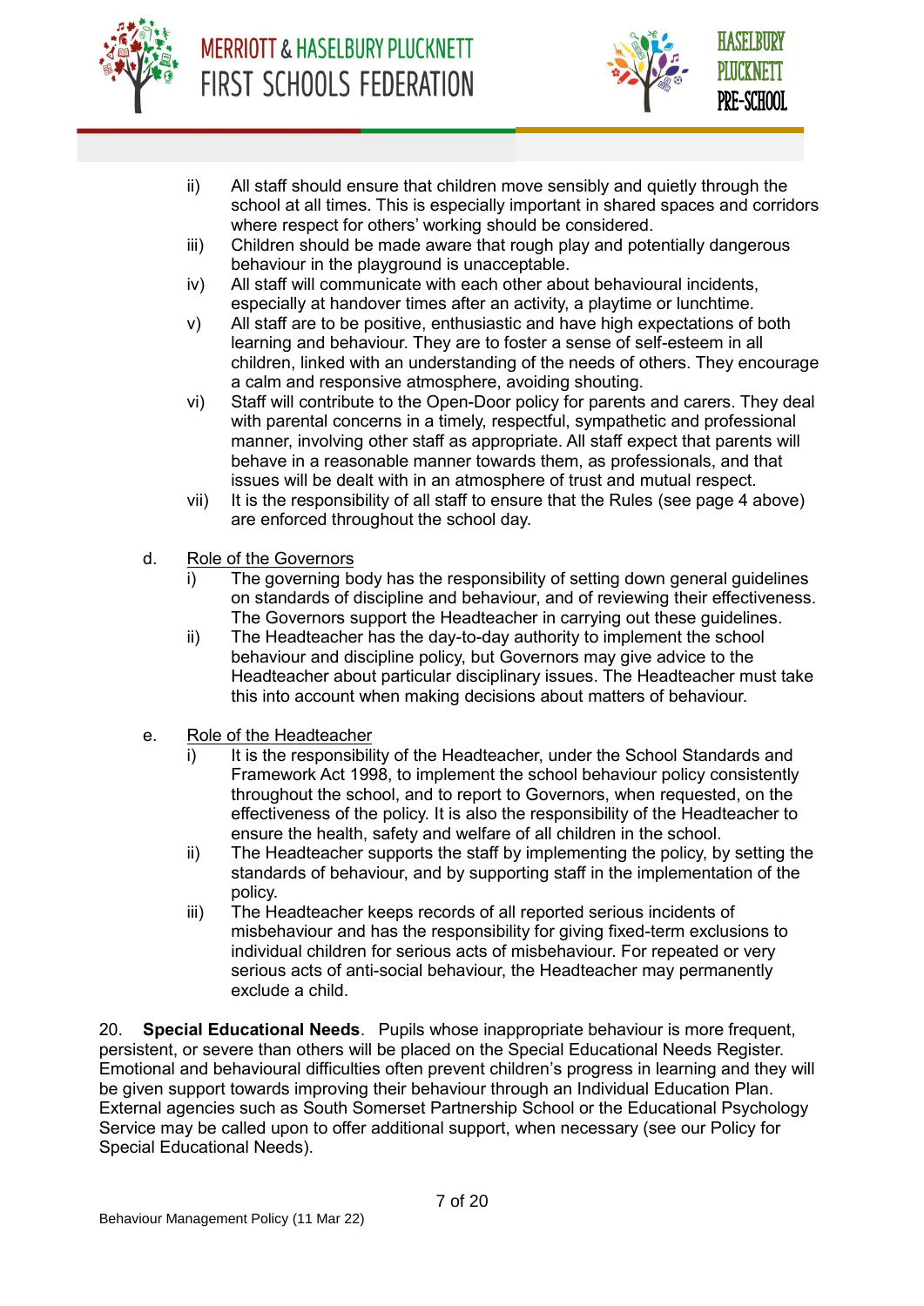ii) All staff should ensure that children move sensibly and quietly through the school at all times. This is especially important in shared spaces and corridors where respect for others' working should be considered.

iii) Children should be made aware that rough play and potentially dangerous behaviour in the playground is unacceptable.

iv) All staff will communicate with each other about behavioural incidents, especially at handover times after an activity, a playtime or lunchtime.

v) All staff are to be positive, enthusiastic and have high expectations of both learning and behaviour. They are to foster a sense of self-esteem in all children, linked with an understanding of the needs of others. They encourage a calm and responsive atmosphere, avoiding shouting.

vi) Staff will contribute to the Open-Door policy for parents and carers. They deal with parental concerns in a timely, respectful, sympathetic and professional manner, involving other staff as appropriate. All staff expect that parents will behave in a reasonable manner towards them, as professionals, and that issues will be dealt with in an atmosphere of trust and mutual respect.

vii) It is the responsibility of all staff to ensure that the Rules (see page 4 above) are enforced throughout the school day.

d. <u>Role of the Governors</u>

i) The governing body has the responsibility of setting down general guidelines on standards of discipline and behaviour, and of reviewing their effectiveness. The Governors support the Headteacher in carrying out these guidelines.

ii) The Headteacher has the day-to-day authority to implement the school behaviour and discipline policy, but Governors may give advice to the Headteacher about particular disciplinary issues. The Headteacher must take this into account when making decisions about matters of behaviour.

e. <u>Role of the Headteacher</u>

i) It is the responsibility of the Headteacher, under the School Standards and Framework Act 1998, to implement the school behaviour policy consistently throughout the school, and to report to Governors, when requested, on the effectiveness of the policy. It is also the responsibility of the Headteacher to ensure the health, safety and welfare of all children in the school.

ii) The Headteacher supports the staff by implementing the policy, by setting the standards of behaviour, and by supporting staff in the implementation of the policy.

iii) The Headteacher keeps records of all reported serious incidents of misbehaviour and has the responsibility for giving fixed-term exclusions to individual children for serious acts of misbehaviour. For repeated or very serious acts of anti-social behaviour, the Headteacher may permanently exclude a child.

20. **Special Educational Needs**. Pupils whose inappropriate behaviour is more frequent, persistent, or severe than others will be placed on the Special Educational Needs Register. Emotional and behavioural difficulties often prevent children's progress in learning and they will be given support towards improving their behaviour through an Individual Education Plan. External agencies such as South Somerset Partnership School or the Educational Psychology Service may be called upon to offer additional support, when necessary (see our Policy for Special Educational Needs).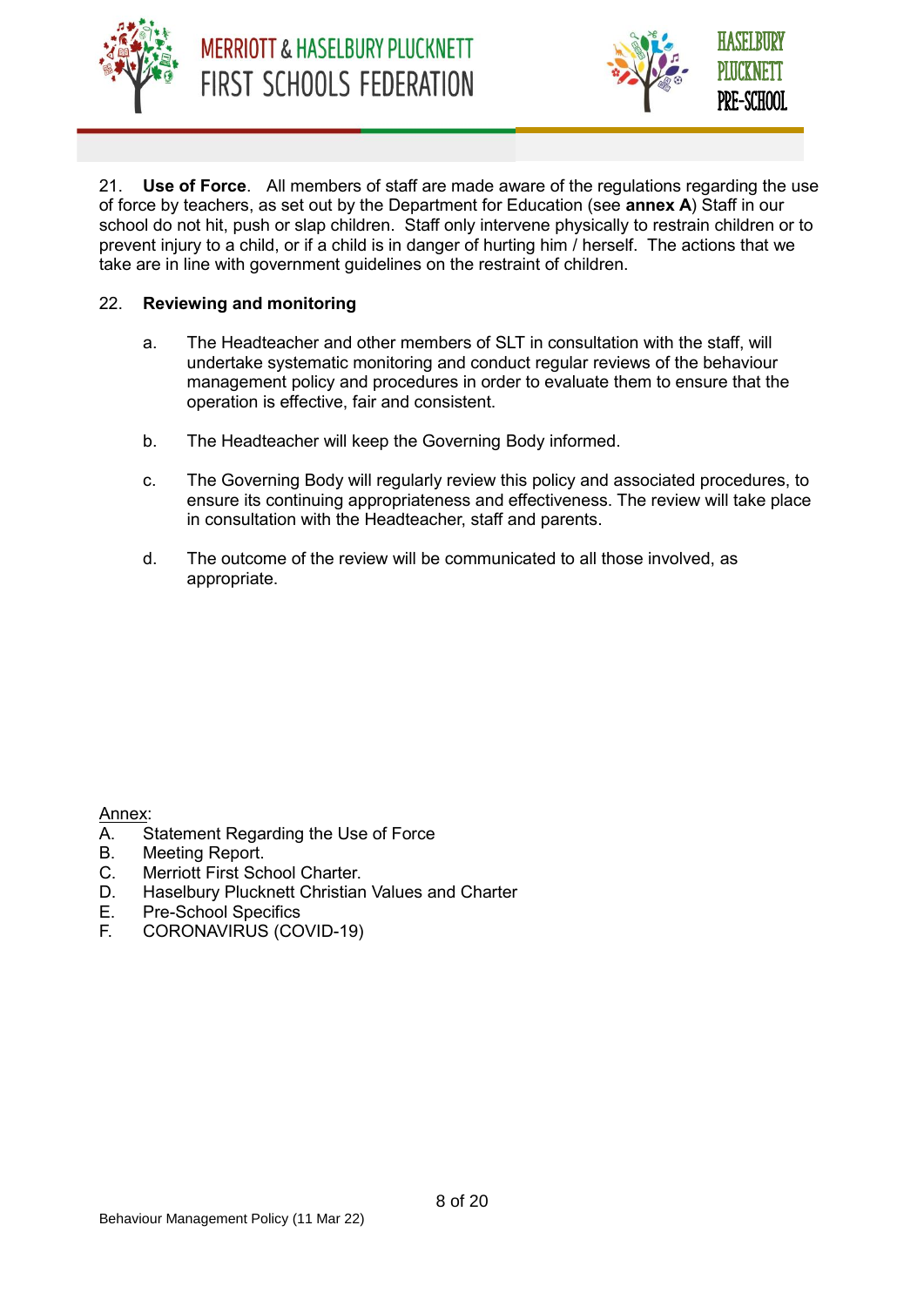21. **Use of Force**. All members of staff are made aware of the regulations regarding the use of force by teachers, as set out by the Department for Education (see **annex A**) Staff in our school do not hit, push or slap children. Staff only intervene physically to restrain children or to prevent injury to a child, or if a child is in danger of hurting him / herself. The actions that we take are in line with government guidelines on the restraint of children.

22. **Reviewing and monitoring**

   a. The Headteacher and other members of SLT in consultation with the staff, will undertake systematic monitoring and conduct regular reviews of the behaviour management policy and procedures in order to evaluate them to ensure that the operation is effective, fair and consistent.

   b. The Headteacher will keep the Governing Body informed.

   c. The Governing Body will regularly review this policy and associated procedures, to ensure its continuing appropriateness and effectiveness. The review will take place in consultation with the Headteacher, staff and parents.

   d. The outcome of the review will be communicated to all those involved, as appropriate.

Annex:

A. Statement Regarding the Use of Force
B. Meeting Report.
C. Merriott First School Charter.
D. Haselbury Plucknett Christian Values and Charter
E. Pre-School Specifics
F. CORONAVIRUS (COVID-19)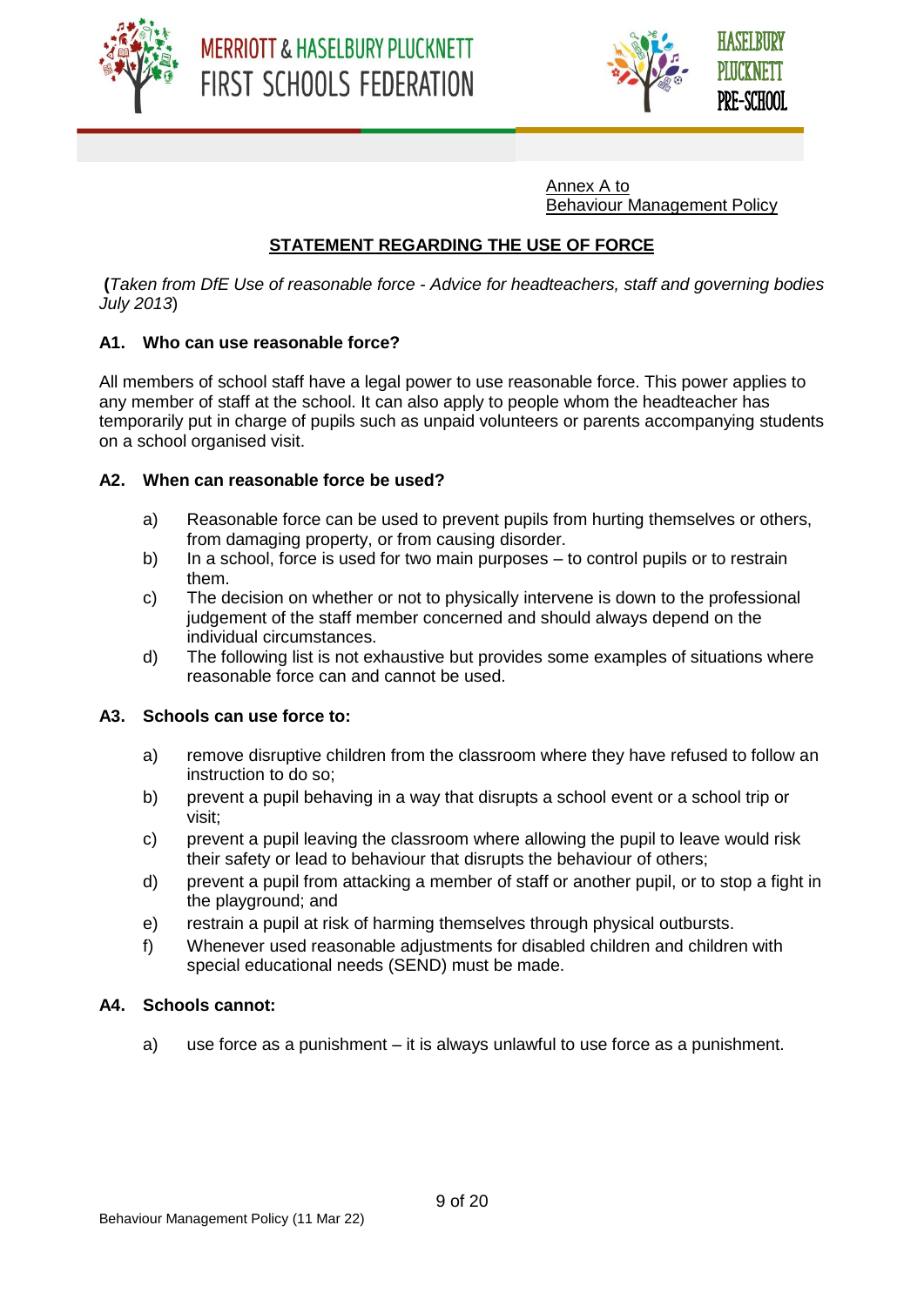Annex A to
Behaviour Management Policy

## STATEMENT REGARDING THE USE OF FORCE

**(***Taken from DfE Use of reasonable force - Advice for headteachers, staff and governing bodies July 2013*)

### A1. Who can use reasonable force?

All members of school staff have a legal power to use reasonable force. This power applies to any member of staff at the school. It can also apply to people whom the headteacher has temporarily put in charge of pupils such as unpaid volunteers or parents accompanying students on a school organised visit.

### A2. When can reasonable force be used?

a) Reasonable force can be used to prevent pupils from hurting themselves or others, from damaging property, or from causing disorder.
b) In a school, force is used for two main purposes – to control pupils or to restrain them.
c) The decision on whether or not to physically intervene is down to the professional judgement of the staff member concerned and should always depend on the individual circumstances.
d) The following list is not exhaustive but provides some examples of situations where reasonable force can and cannot be used.

### A3. Schools can use force to:

a) remove disruptive children from the classroom where they have refused to follow an instruction to do so;
b) prevent a pupil behaving in a way that disrupts a school event or a school trip or visit;
c) prevent a pupil leaving the classroom where allowing the pupil to leave would risk their safety or lead to behaviour that disrupts the behaviour of others;
d) prevent a pupil from attacking a member of staff or another pupil, or to stop a fight in the playground; and
e) restrain a pupil at risk of harming themselves through physical outbursts.
f) Whenever used reasonable adjustments for disabled children and children with special educational needs (SEND) must be made.

### A4. Schools cannot:

a) use force as a punishment – it is always unlawful to use force as a punishment.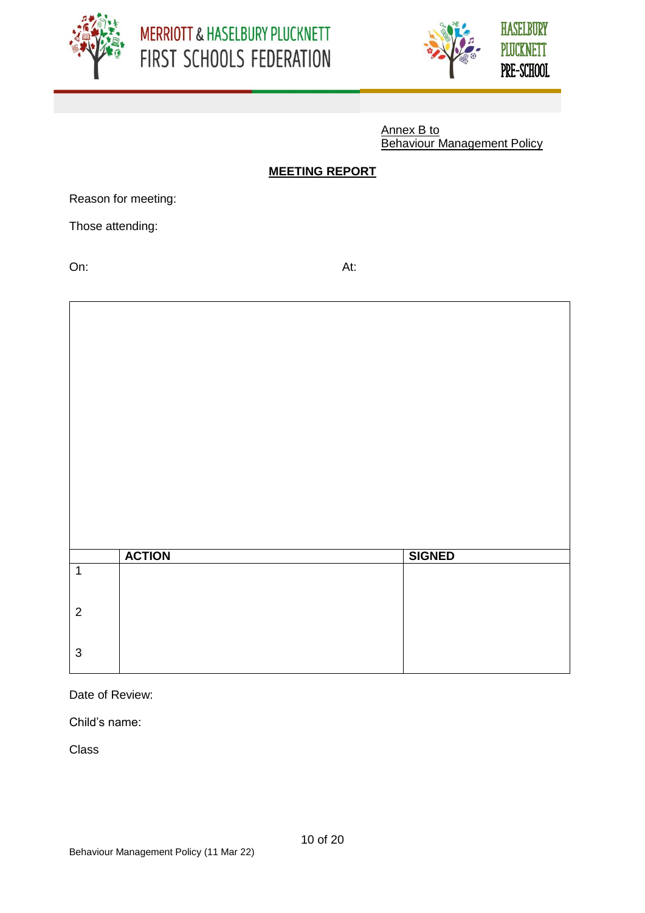MERRIOTT & HASELBURY PLUCKNETT FIRST SCHOOLS FEDERATION

HASELBURY PLUCKNETT PRE-SCHOOL

Annex B to
Behaviour Management Policy

## MEETING REPORT

Reason for meeting:

Those attending:

On: At:

| | ACTION | SIGNED |
|---|---|---|
| 1 | | |
| 2 | | |
| 3 | | |

Date of Review:

Child's name:

Class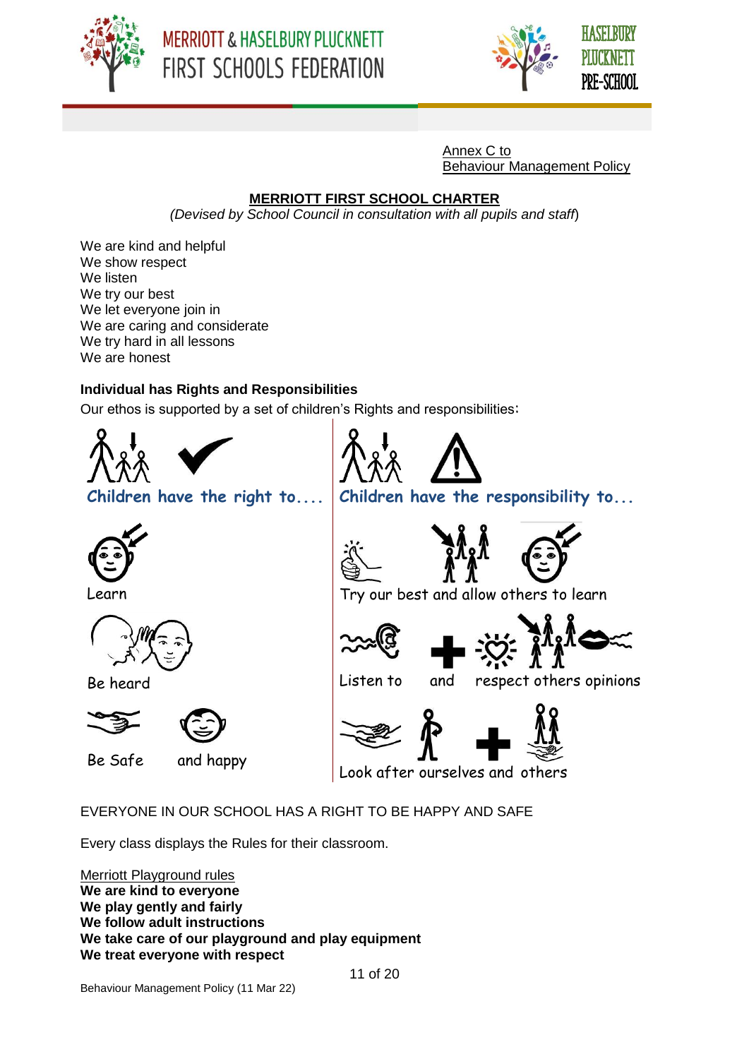Annex C to
Behaviour Management Policy

## MERRIOTT FIRST SCHOOL CHARTER

*(Devised by School Council in consultation with all pupils and staff)*

We are kind and helpful
We show respect
We listen
We try our best
We let everyone join in
We are caring and considerate
We try hard in all lessons
We are honest

**Individual has Rights and Responsibilities**

Our ethos is supported by a set of children's Rights and responsibilities:

| Children have the right to.... | Children have the responsibility to... |
|---|---|
| Learn | Try our best and allow others to learn |
| Be heard | Listen to and respect others opinions |
| Be Safe and happy | Look after ourselves and others |

EVERYONE IN OUR SCHOOL HAS A RIGHT TO BE HAPPY AND SAFE

Every class displays the Rules for their classroom.

Merriott Playground rules
**We are kind to everyone**
**We play gently and fairly**
**We follow adult instructions**
**We take care of our playground and play equipment**
**We treat everyone with respect**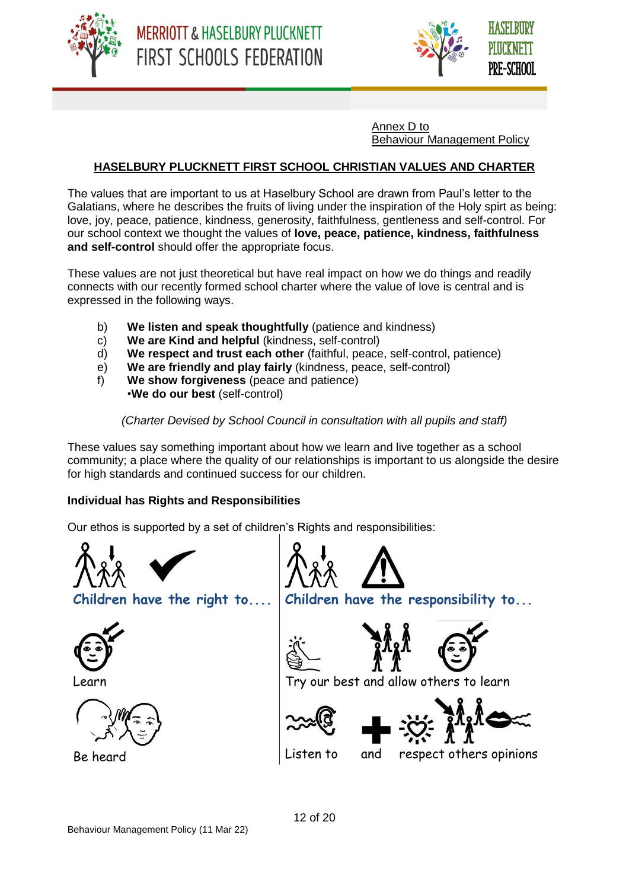Annex D to
Behaviour Management Policy

## HASELBURY PLUCKNETT FIRST SCHOOL CHRISTIAN VALUES AND CHARTER

The values that are important to us at Haselbury School are drawn from Paul's letter to the Galatians, where he describes the fruits of living under the inspiration of the Holy spirt as being: love, joy, peace, patience, kindness, generosity, faithfulness, gentleness and self-control. For our school context we thought the values of **love, peace, patience, kindness, faithfulness and self-control** should offer the appropriate focus.

These values are not just theoretical but have real impact on how we do things and readily connects with our recently formed school charter where the value of love is central and is expressed in the following ways.

b) **We listen and speak thoughtfully** (patience and kindness)
c) **We are Kind and helpful** (kindness, self-control)
d) **We respect and trust each other** (faithful, peace, self-control, patience)
e) **We are friendly and play fairly** (kindness, peace, self-control)
f) **We show forgiveness** (peace and patience)
•**We do our best** (self-control)

*(Charter Devised by School Council in consultation with all pupils and staff)*

These values say something important about how we learn and live together as a school community; a place where the quality of our relationships is important to us alongside the desire for high standards and continued success for our children.

**Individual has Rights and Responsibilities**

Our ethos is supported by a set of children's Rights and responsibilities:

| Children have the right to.... | Children have the responsibility to... |
|---|---|
| Learn | Try our best and allow others to learn |
| Be heard | Listen to and respect others opinions |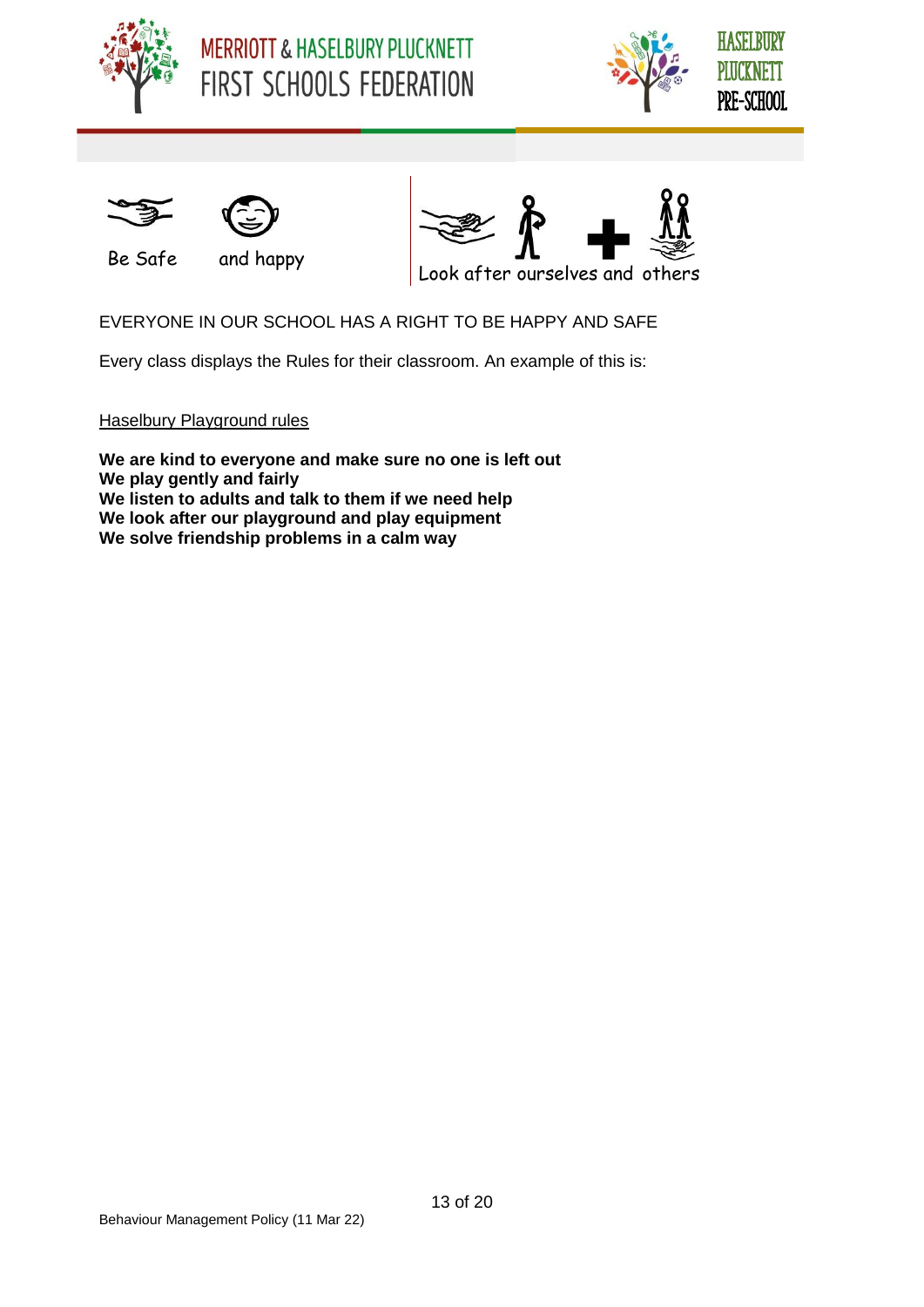Be Safe and happy

Look after ourselves and others

EVERYONE IN OUR SCHOOL HAS A RIGHT TO BE HAPPY AND SAFE

Every class displays the Rules for their classroom. An example of this is:

<u>Haselbury Playground rules</u>

**We are kind to everyone and make sure no one is left out**
**We play gently and fairly**
**We listen to adults and talk to them if we need help**
**We look after our playground and play equipment**
**We solve friendship problems in a calm way**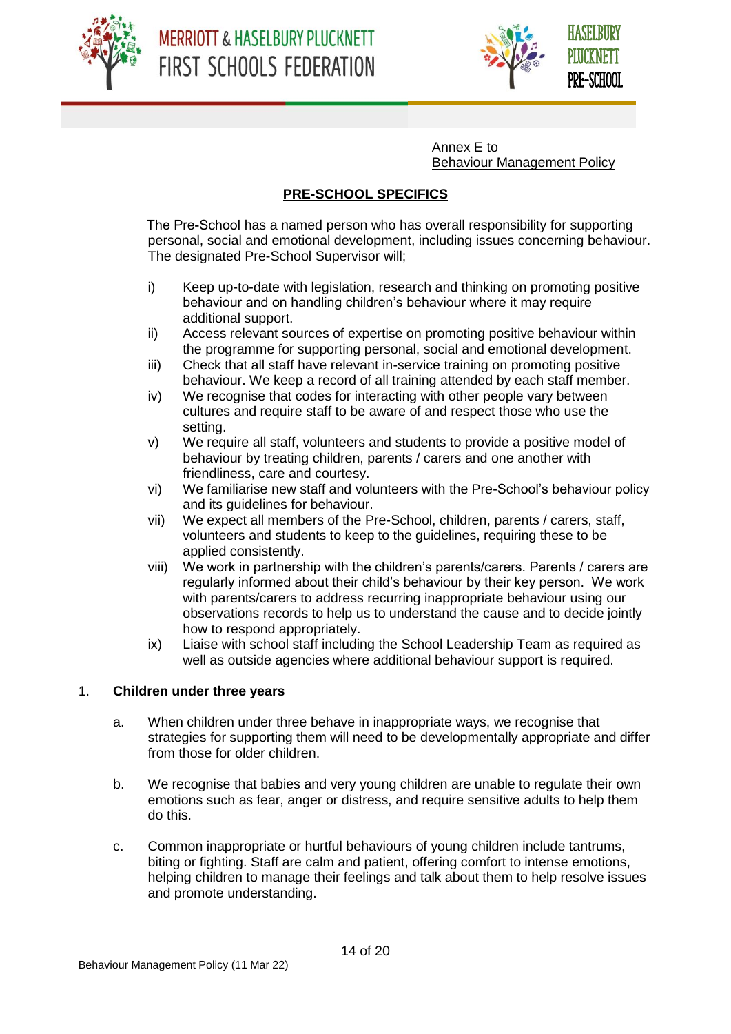Annex E to
Behaviour Management Policy

## PRE-SCHOOL SPECIFICS

The Pre-School has a named person who has overall responsibility for supporting personal, social and emotional development, including issues concerning behaviour. The designated Pre-School Supervisor will;

i) Keep up-to-date with legislation, research and thinking on promoting positive behaviour and on handling children's behaviour where it may require additional support.
ii) Access relevant sources of expertise on promoting positive behaviour within the programme for supporting personal, social and emotional development.
iii) Check that all staff have relevant in-service training on promoting positive behaviour. We keep a record of all training attended by each staff member.
iv) We recognise that codes for interacting with other people vary between cultures and require staff to be aware of and respect those who use the setting.
v) We require all staff, volunteers and students to provide a positive model of behaviour by treating children, parents / carers and one another with friendliness, care and courtesy.
vi) We familiarise new staff and volunteers with the Pre-School's behaviour policy and its guidelines for behaviour.
vii) We expect all members of the Pre-School, children, parents / carers, staff, volunteers and students to keep to the guidelines, requiring these to be applied consistently.
viii) We work in partnership with the children's parents/carers. Parents / carers are regularly informed about their child's behaviour by their key person. We work with parents/carers to address recurring inappropriate behaviour using our observations records to help us to understand the cause and to decide jointly how to respond appropriately.
ix) Liaise with school staff including the School Leadership Team as required as well as outside agencies where additional behaviour support is required.

1. **Children under three years**

   a. When children under three behave in inappropriate ways, we recognise that strategies for supporting them will need to be developmentally appropriate and differ from those for older children.

   b. We recognise that babies and very young children are unable to regulate their own emotions such as fear, anger or distress, and require sensitive adults to help them do this.

   c. Common inappropriate or hurtful behaviours of young children include tantrums, biting or fighting. Staff are calm and patient, offering comfort to intense emotions, helping children to manage their feelings and talk about them to help resolve issues and promote understanding.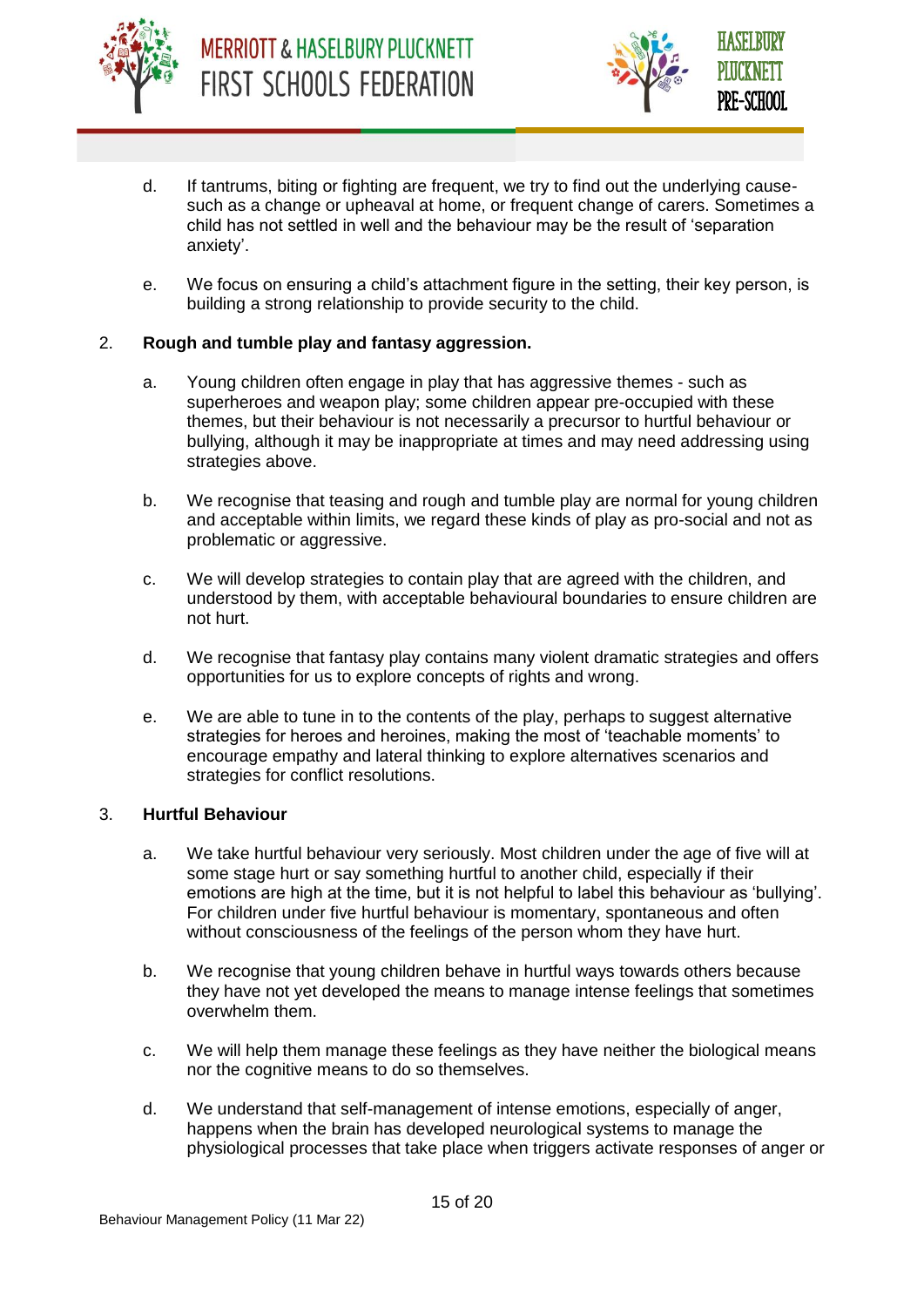d. If tantrums, biting or fighting are frequent, we try to find out the underlying cause- such as a change or upheaval at home, or frequent change of carers. Sometimes a child has not settled in well and the behaviour may be the result of 'separation anxiety'.

e. We focus on ensuring a child's attachment figure in the setting, their key person, is building a strong relationship to provide security to the child.

2. **Rough and tumble play and fantasy aggression.**

a. Young children often engage in play that has aggressive themes - such as superheroes and weapon play; some children appear pre-occupied with these themes, but their behaviour is not necessarily a precursor to hurtful behaviour or bullying, although it may be inappropriate at times and may need addressing using strategies above.

b. We recognise that teasing and rough and tumble play are normal for young children and acceptable within limits, we regard these kinds of play as pro-social and not as problematic or aggressive.

c. We will develop strategies to contain play that are agreed with the children, and understood by them, with acceptable behavioural boundaries to ensure children are not hurt.

d. We recognise that fantasy play contains many violent dramatic strategies and offers opportunities for us to explore concepts of rights and wrong.

e. We are able to tune in to the contents of the play, perhaps to suggest alternative strategies for heroes and heroines, making the most of 'teachable moments' to encourage empathy and lateral thinking to explore alternatives scenarios and strategies for conflict resolutions.

3. **Hurtful Behaviour**

a. We take hurtful behaviour very seriously. Most children under the age of five will at some stage hurt or say something hurtful to another child, especially if their emotions are high at the time, but it is not helpful to label this behaviour as 'bullying'. For children under five hurtful behaviour is momentary, spontaneous and often without consciousness of the feelings of the person whom they have hurt.

b. We recognise that young children behave in hurtful ways towards others because they have not yet developed the means to manage intense feelings that sometimes overwhelm them.

c. We will help them manage these feelings as they have neither the biological means nor the cognitive means to do so themselves.

d. We understand that self-management of intense emotions, especially of anger, happens when the brain has developed neurological systems to manage the physiological processes that take place when triggers activate responses of anger or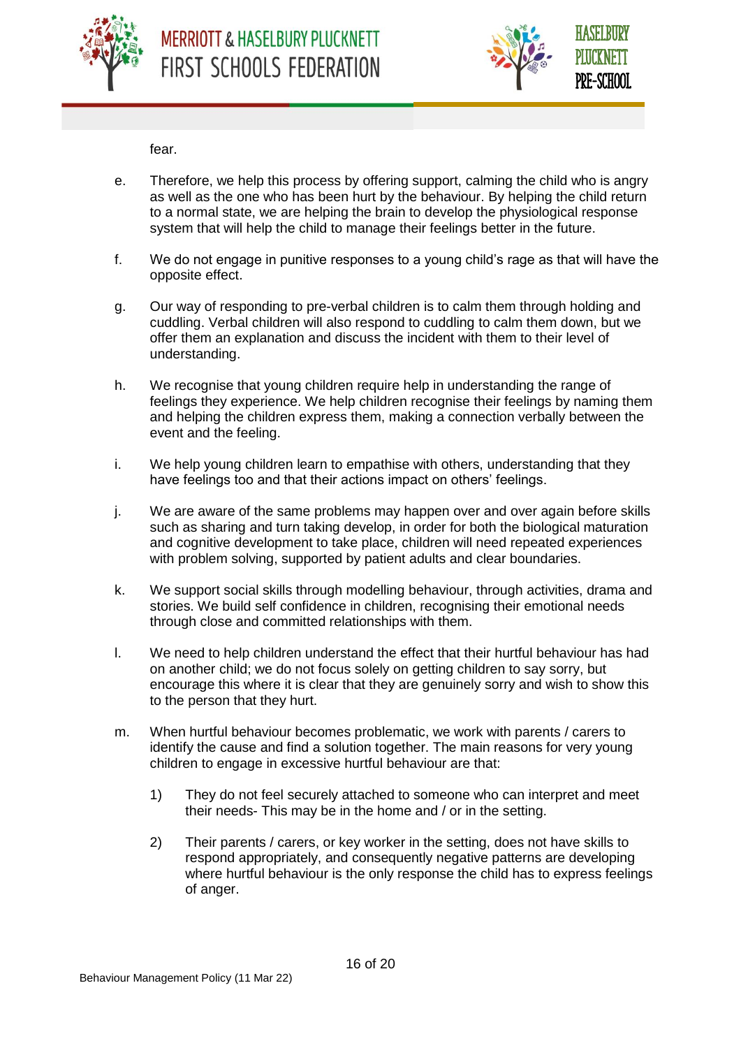fear.

e. Therefore, we help this process by offering support, calming the child who is angry as well as the one who has been hurt by the behaviour. By helping the child return to a normal state, we are helping the brain to develop the physiological response system that will help the child to manage their feelings better in the future.

f. We do not engage in punitive responses to a young child's rage as that will have the opposite effect.

g. Our way of responding to pre-verbal children is to calm them through holding and cuddling. Verbal children will also respond to cuddling to calm them down, but we offer them an explanation and discuss the incident with them to their level of understanding.

h. We recognise that young children require help in understanding the range of feelings they experience. We help children recognise their feelings by naming them and helping the children express them, making a connection verbally between the event and the feeling.

i. We help young children learn to empathise with others, understanding that they have feelings too and that their actions impact on others' feelings.

j. We are aware of the same problems may happen over and over again before skills such as sharing and turn taking develop, in order for both the biological maturation and cognitive development to take place, children will need repeated experiences with problem solving, supported by patient adults and clear boundaries.

k. We support social skills through modelling behaviour, through activities, drama and stories. We build self confidence in children, recognising their emotional needs through close and committed relationships with them.

l. We need to help children understand the effect that their hurtful behaviour has had on another child; we do not focus solely on getting children to say sorry, but encourage this where it is clear that they are genuinely sorry and wish to show this to the person that they hurt.

m. When hurtful behaviour becomes problematic, we work with parents / carers to identify the cause and find a solution together. The main reasons for very young children to engage in excessive hurtful behaviour are that:

   1) They do not feel securely attached to someone who can interpret and meet their needs- This may be in the home and / or in the setting.

   2) Their parents / carers, or key worker in the setting, does not have skills to respond appropriately, and consequently negative patterns are developing where hurtful behaviour is the only response the child has to express feelings of anger.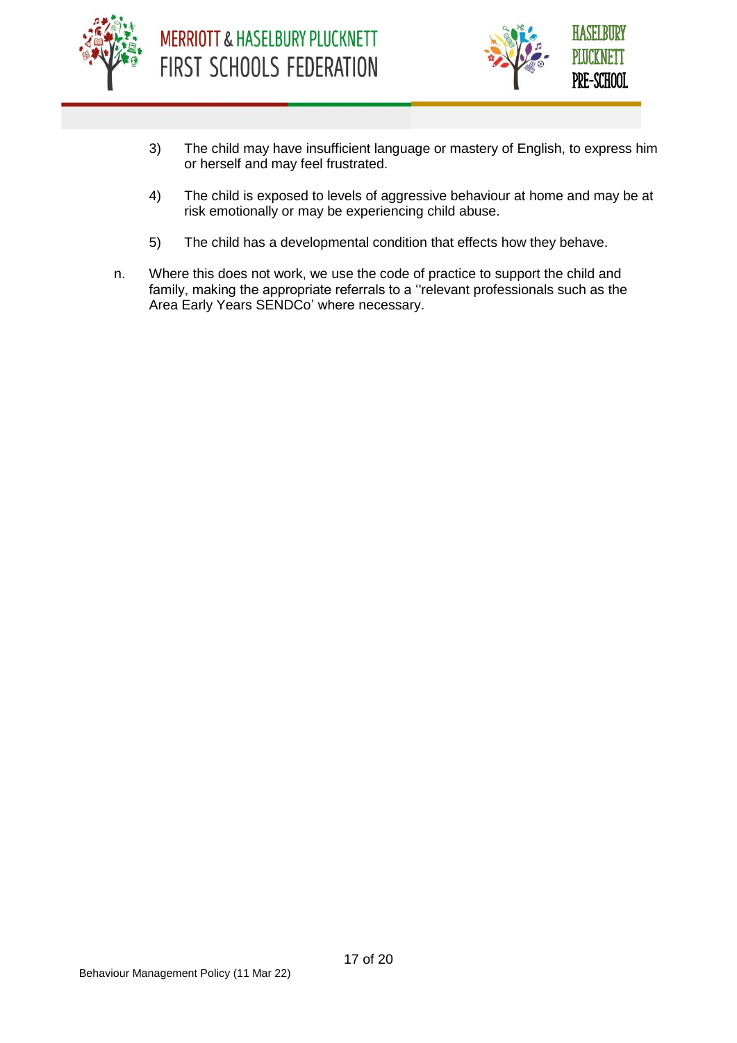3) The child may have insufficient language or mastery of English, to express him or herself and may feel frustrated.

4) The child is exposed to levels of aggressive behaviour at home and may be at risk emotionally or may be experiencing child abuse.

5) The child has a developmental condition that effects how they behave.

n. Where this does not work, we use the code of practice to support the child and family, making the appropriate referrals to a ''relevant professionals such as the Area Early Years SENDCo' where necessary.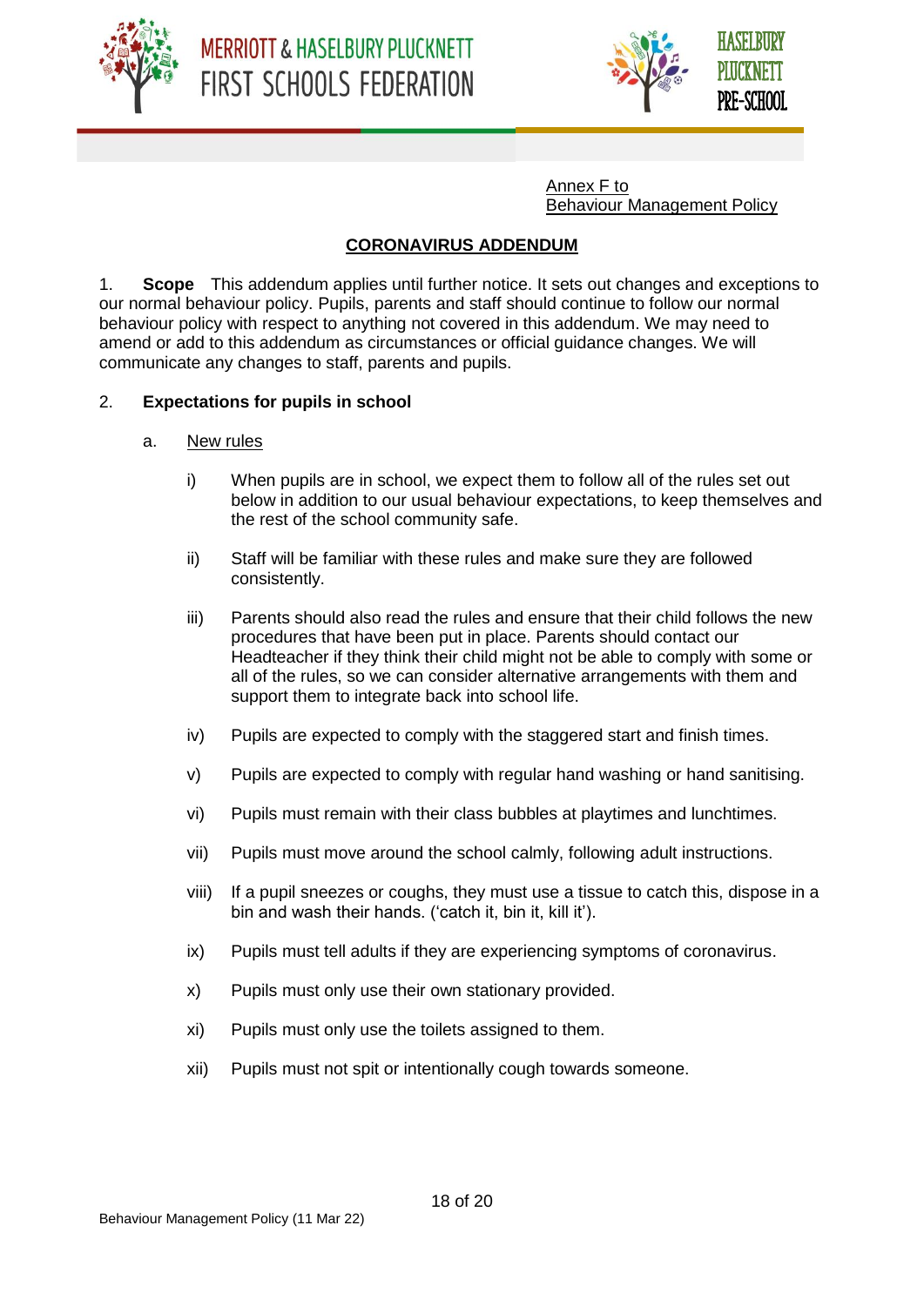Annex F to
Behaviour Management Policy

## CORONAVIRUS ADDENDUM

1. **Scope** This addendum applies until further notice. It sets out changes and exceptions to our normal behaviour policy. Pupils, parents and staff should continue to follow our normal behaviour policy with respect to anything not covered in this addendum. We may need to amend or add to this addendum as circumstances or official guidance changes. We will communicate any changes to staff, parents and pupils.

2. **Expectations for pupils in school**

   a. New rules

      i) When pupils are in school, we expect them to follow all of the rules set out below in addition to our usual behaviour expectations, to keep themselves and the rest of the school community safe.

      ii) Staff will be familiar with these rules and make sure they are followed consistently.

      iii) Parents should also read the rules and ensure that their child follows the new procedures that have been put in place. Parents should contact our Headteacher if they think their child might not be able to comply with some or all of the rules, so we can consider alternative arrangements with them and support them to integrate back into school life.

      iv) Pupils are expected to comply with the staggered start and finish times.

      v) Pupils are expected to comply with regular hand washing or hand sanitising.

      vi) Pupils must remain with their class bubbles at playtimes and lunchtimes.

      vii) Pupils must move around the school calmly, following adult instructions.

      viii) If a pupil sneezes or coughs, they must use a tissue to catch this, dispose in a bin and wash their hands. ('catch it, bin it, kill it').

      ix) Pupils must tell adults if they are experiencing symptoms of coronavirus.

      x) Pupils must only use their own stationary provided.

      xi) Pupils must only use the toilets assigned to them.

      xii) Pupils must not spit or intentionally cough towards someone.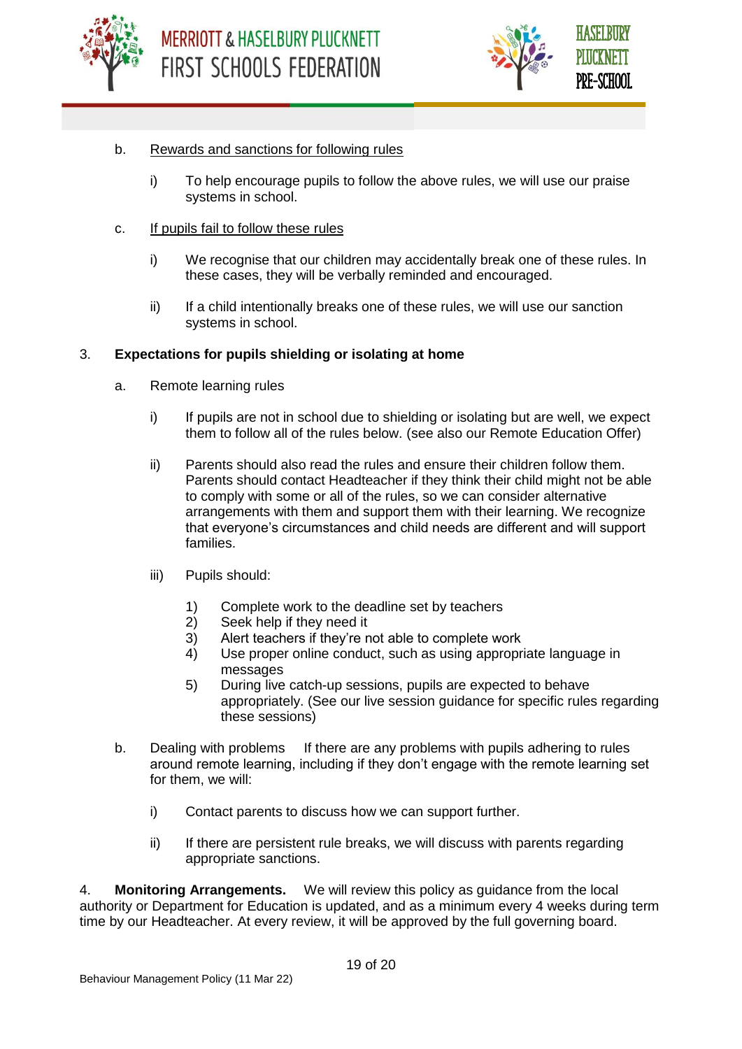b. Rewards and sanctions for following rules

i) To help encourage pupils to follow the above rules, we will use our praise systems in school.

c. If pupils fail to follow these rules

i) We recognise that our children may accidentally break one of these rules. In these cases, they will be verbally reminded and encouraged.

ii) If a child intentionally breaks one of these rules, we will use our sanction systems in school.

3. **Expectations for pupils shielding or isolating at home**

a. Remote learning rules

i) If pupils are not in school due to shielding or isolating but are well, we expect them to follow all of the rules below. (see also our Remote Education Offer)

ii) Parents should also read the rules and ensure their children follow them. Parents should contact Headteacher if they think their child might not be able to comply with some or all of the rules, so we can consider alternative arrangements with them and support them with their learning. We recognize that everyone's circumstances and child needs are different and will support families.

iii) Pupils should:

1) Complete work to the deadline set by teachers
2) Seek help if they need it
3) Alert teachers if they're not able to complete work
4) Use proper online conduct, such as using appropriate language in messages
5) During live catch-up sessions, pupils are expected to behave appropriately. (See our live session guidance for specific rules regarding these sessions)

b. Dealing with problems If there are any problems with pupils adhering to rules around remote learning, including if they don't engage with the remote learning set for them, we will:

i) Contact parents to discuss how we can support further.

ii) If there are persistent rule breaks, we will discuss with parents regarding appropriate sanctions.

4. **Monitoring Arrangements.** We will review this policy as guidance from the local authority or Department for Education is updated, and as a minimum every 4 weeks during term time by our Headteacher. At every review, it will be approved by the full governing board.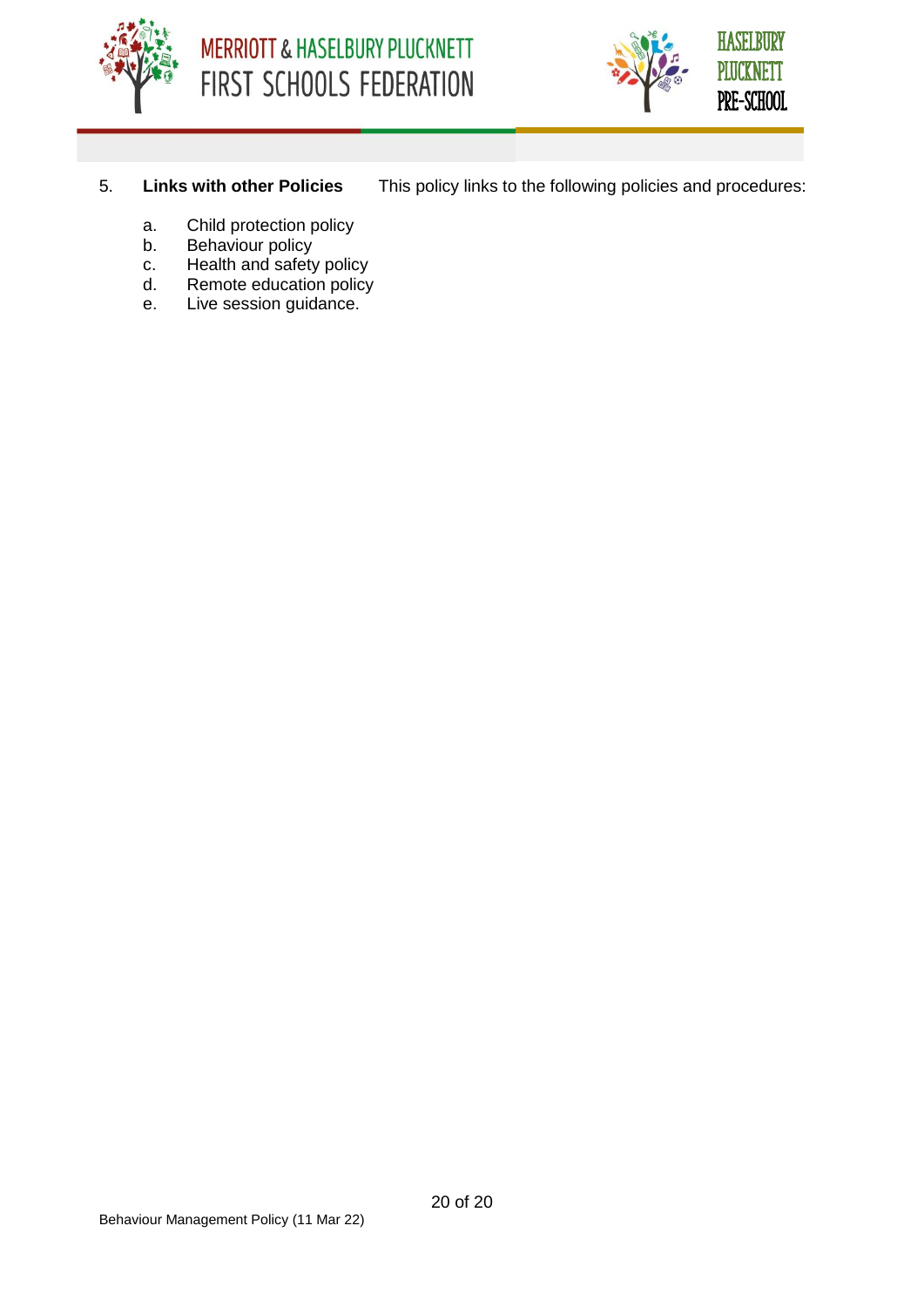5. **Links with other Policies** This policy links to the following policies and procedures:

   a. Child protection policy
   b. Behaviour policy
   c. Health and safety policy
   d. Remote education policy
   e. Live session guidance.